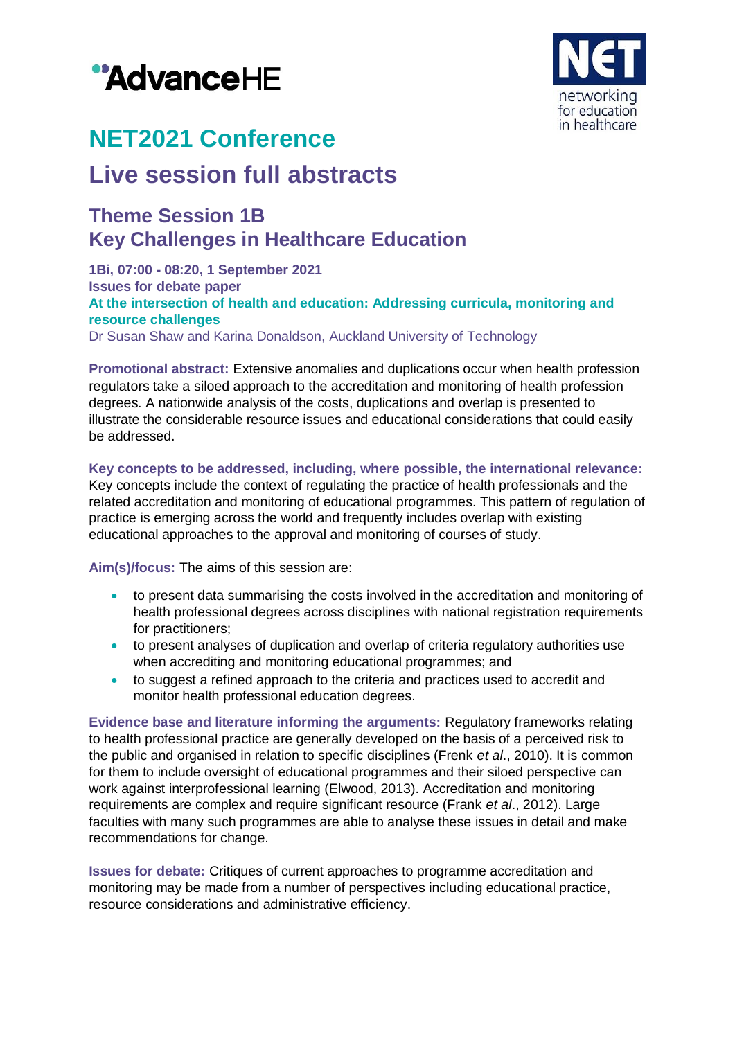# NET2021 Conference

# Live session full abstracts

## Theme Session 1B
## Key Challenges in Healthcare Education

**1Bi, 07:00 - 08:20, 1 September 2021**
**Issues for debate paper**
**At the intersection of health and education: Addressing curricula, monitoring and resource challenges**
Dr Susan Shaw and Karina Donaldson, Auckland University of Technology

**Promotional abstract:** Extensive anomalies and duplications occur when health profession regulators take a siloed approach to the accreditation and monitoring of health profession degrees. A nationwide analysis of the costs, duplications and overlap is presented to illustrate the considerable resource issues and educational considerations that could easily be addressed.

**Key concepts to be addressed, including, where possible, the international relevance:** Key concepts include the context of regulating the practice of health professionals and the related accreditation and monitoring of educational programmes. This pattern of regulation of practice is emerging across the world and frequently includes overlap with existing educational approaches to the approval and monitoring of courses of study.

**Aim(s)/focus:** The aims of this session are:

- to present data summarising the costs involved in the accreditation and monitoring of health professional degrees across disciplines with national registration requirements for practitioners;
- to present analyses of duplication and overlap of criteria regulatory authorities use when accrediting and monitoring educational programmes; and
- to suggest a refined approach to the criteria and practices used to accredit and monitor health professional education degrees.

**Evidence base and literature informing the arguments:** Regulatory frameworks relating to health professional practice are generally developed on the basis of a perceived risk to the public and organised in relation to specific disciplines (Frenk *et al*., 2010). It is common for them to include oversight of educational programmes and their siloed perspective can work against interprofessional learning (Elwood, 2013). Accreditation and monitoring requirements are complex and require significant resource (Frank *et al*., 2012). Large faculties with many such programmes are able to analyse these issues in detail and make recommendations for change.

**Issues for debate:** Critiques of current approaches to programme accreditation and monitoring may be made from a number of perspectives including educational practice, resource considerations and administrative efficiency.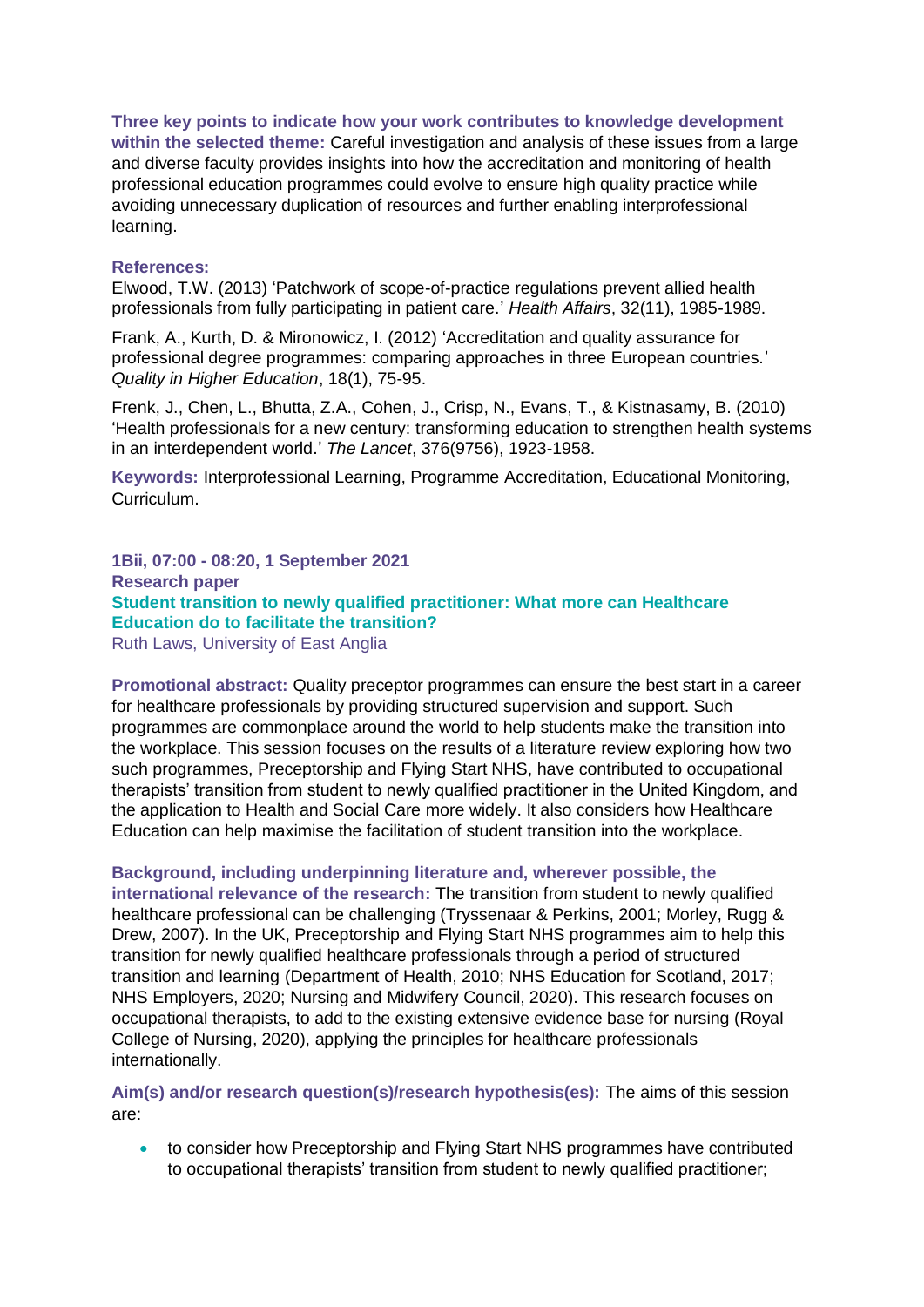**Three key points to indicate how your work contributes to knowledge development within the selected theme:** Careful investigation and analysis of these issues from a large and diverse faculty provides insights into how the accreditation and monitoring of health professional education programmes could evolve to ensure high quality practice while avoiding unnecessary duplication of resources and further enabling interprofessional learning.

**References:**

Elwood, T.W. (2013) 'Patchwork of scope-of-practice regulations prevent allied health professionals from fully participating in patient care.' *Health Affairs*, 32(11), 1985-1989.

Frank, A., Kurth, D. & Mironowicz, I. (2012) 'Accreditation and quality assurance for professional degree programmes: comparing approaches in three European countries.' *Quality in Higher Education*, 18(1), 75-95.

Frenk, J., Chen, L., Bhutta, Z.A., Cohen, J., Crisp, N., Evans, T., & Kistnasamy, B. (2010) 'Health professionals for a new century: transforming education to strengthen health systems in an interdependent world.' *The Lancet*, 376(9756), 1923-1958.

**Keywords:** Interprofessional Learning, Programme Accreditation, Educational Monitoring, Curriculum.

**1Bii, 07:00 - 08:20, 1 September 2021**
**Research paper**

## Student transition to newly qualified practitioner: What more can Healthcare Education do to facilitate the transition?

Ruth Laws, University of East Anglia

**Promotional abstract:** Quality preceptor programmes can ensure the best start in a career for healthcare professionals by providing structured supervision and support. Such programmes are commonplace around the world to help students make the transition into the workplace. This session focuses on the results of a literature review exploring how two such programmes, Preceptorship and Flying Start NHS, have contributed to occupational therapists' transition from student to newly qualified practitioner in the United Kingdom, and the application to Health and Social Care more widely. It also considers how Healthcare Education can help maximise the facilitation of student transition into the workplace.

**Background, including underpinning literature and, wherever possible, the international relevance of the research:** The transition from student to newly qualified healthcare professional can be challenging (Tryssenaar & Perkins, 2001; Morley, Rugg & Drew, 2007). In the UK, Preceptorship and Flying Start NHS programmes aim to help this transition for newly qualified healthcare professionals through a period of structured transition and learning (Department of Health, 2010; NHS Education for Scotland, 2017; NHS Employers, 2020; Nursing and Midwifery Council, 2020). This research focuses on occupational therapists, to add to the existing extensive evidence base for nursing (Royal College of Nursing, 2020), applying the principles for healthcare professionals internationally.

**Aim(s) and/or research question(s)/research hypothesis(es):** The aims of this session are:

- to consider how Preceptorship and Flying Start NHS programmes have contributed to occupational therapists' transition from student to newly qualified practitioner;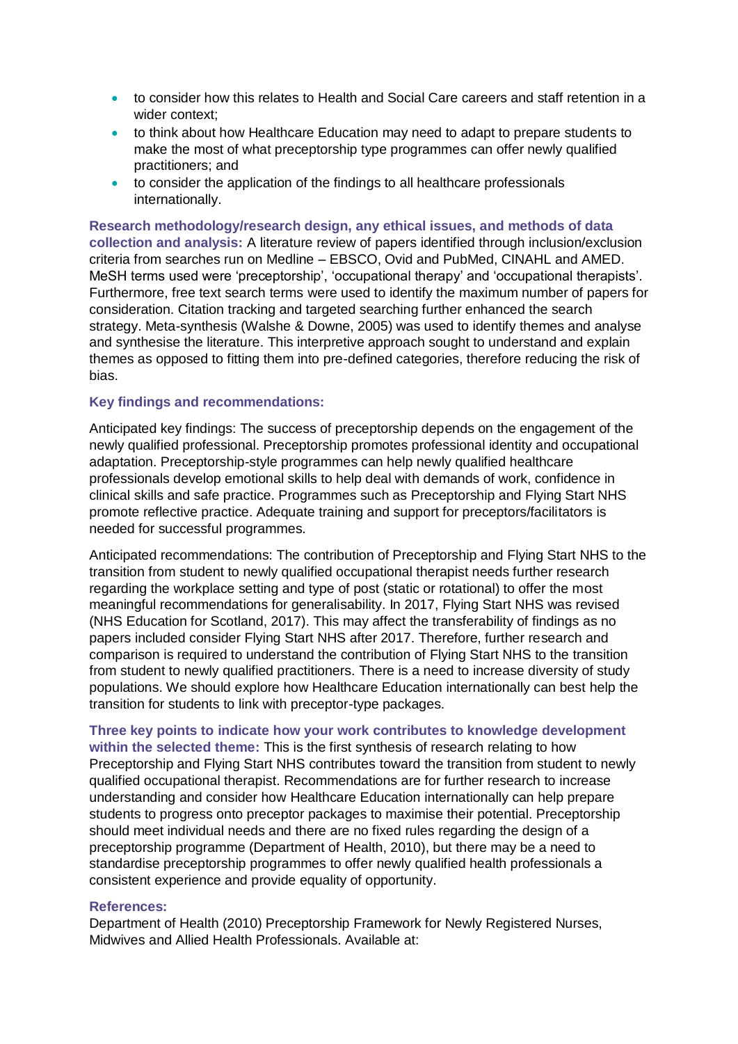- to consider how this relates to Health and Social Care careers and staff retention in a wider context;
- to think about how Healthcare Education may need to adapt to prepare students to make the most of what preceptorship type programmes can offer newly qualified practitioners; and
- to consider the application of the findings to all healthcare professionals internationally.

**Research methodology/research design, any ethical issues, and methods of data collection and analysis:** A literature review of papers identified through inclusion/exclusion criteria from searches run on Medline – EBSCO, Ovid and PubMed, CINAHL and AMED. MeSH terms used were 'preceptorship', 'occupational therapy' and 'occupational therapists'. Furthermore, free text search terms were used to identify the maximum number of papers for consideration. Citation tracking and targeted searching further enhanced the search strategy. Meta-synthesis (Walshe & Downe, 2005) was used to identify themes and analyse and synthesise the literature. This interpretive approach sought to understand and explain themes as opposed to fitting them into pre-defined categories, therefore reducing the risk of bias.

**Key findings and recommendations:**

Anticipated key findings: The success of preceptorship depends on the engagement of the newly qualified professional. Preceptorship promotes professional identity and occupational adaptation. Preceptorship-style programmes can help newly qualified healthcare professionals develop emotional skills to help deal with demands of work, confidence in clinical skills and safe practice. Programmes such as Preceptorship and Flying Start NHS promote reflective practice. Adequate training and support for preceptors/facilitators is needed for successful programmes.

Anticipated recommendations: The contribution of Preceptorship and Flying Start NHS to the transition from student to newly qualified occupational therapist needs further research regarding the workplace setting and type of post (static or rotational) to offer the most meaningful recommendations for generalisability. In 2017, Flying Start NHS was revised (NHS Education for Scotland, 2017). This may affect the transferability of findings as no papers included consider Flying Start NHS after 2017. Therefore, further research and comparison is required to understand the contribution of Flying Start NHS to the transition from student to newly qualified practitioners. There is a need to increase diversity of study populations. We should explore how Healthcare Education internationally can best help the transition for students to link with preceptor-type packages.

**Three key points to indicate how your work contributes to knowledge development within the selected theme:** This is the first synthesis of research relating to how Preceptorship and Flying Start NHS contributes toward the transition from student to newly qualified occupational therapist. Recommendations are for further research to increase understanding and consider how Healthcare Education internationally can help prepare students to progress onto preceptor packages to maximise their potential. Preceptorship should meet individual needs and there are no fixed rules regarding the design of a preceptorship programme (Department of Health, 2010), but there may be a need to standardise preceptorship programmes to offer newly qualified health professionals a consistent experience and provide equality of opportunity.

**References:**

Department of Health (2010) Preceptorship Framework for Newly Registered Nurses, Midwives and Allied Health Professionals. Available at: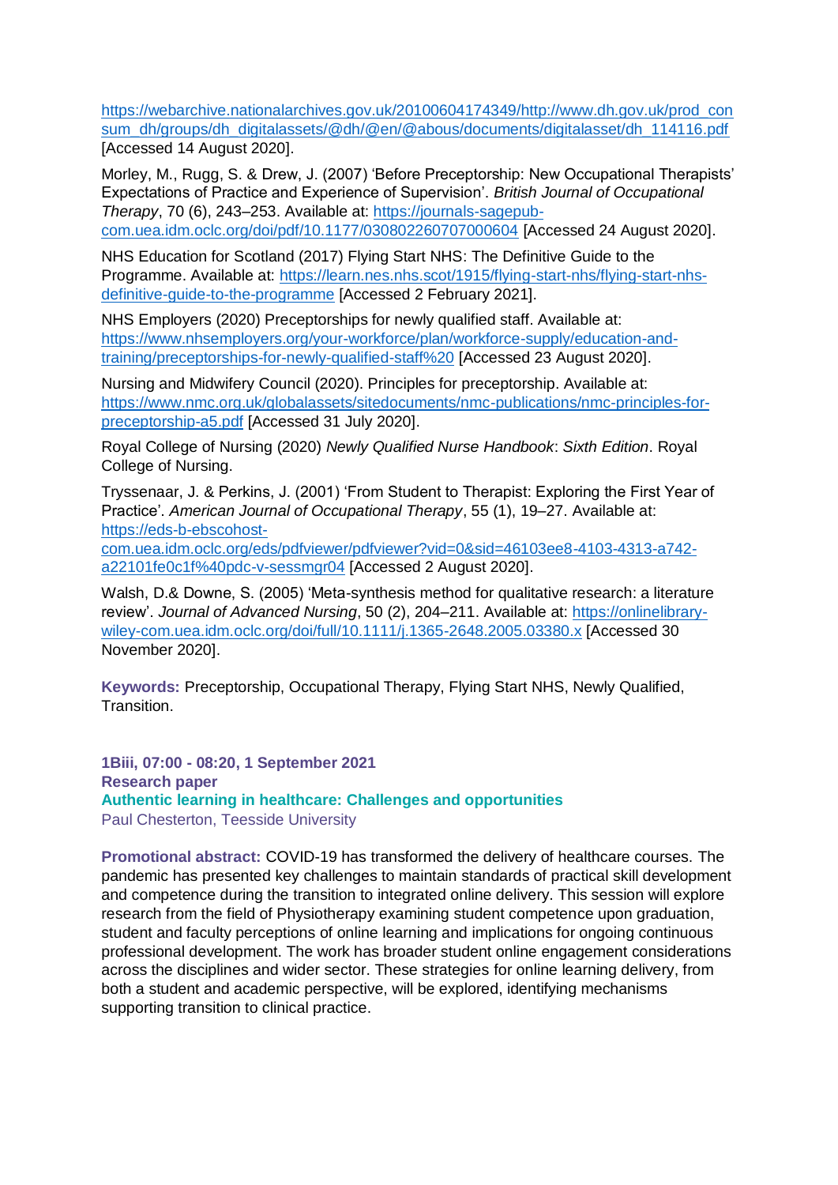https://webarchive.nationalarchives.gov.uk/20100604174349/http://www.dh.gov.uk/prod_consum_dh/groups/dh_digitalassets/@dh/@en/@abous/documents/digitalasset/dh_114116.pdf [Accessed 14 August 2020].

Morley, M., Rugg, S. & Drew, J. (2007) 'Before Preceptorship: New Occupational Therapists' Expectations of Practice and Experience of Supervision'. *British Journal of Occupational Therapy*, 70 (6), 243–253. Available at: https://journals-sagepub-com.uea.idm.oclc.org/doi/pdf/10.1177/030802260707000604 [Accessed 24 August 2020].

NHS Education for Scotland (2017) Flying Start NHS: The Definitive Guide to the Programme. Available at: https://learn.nes.nhs.scot/1915/flying-start-nhs/flying-start-nhs-definitive-guide-to-the-programme [Accessed 2 February 2021].

NHS Employers (2020) Preceptorships for newly qualified staff. Available at: https://www.nhsemployers.org/your-workforce/plan/workforce-supply/education-and-training/preceptorships-for-newly-qualified-staff%20 [Accessed 23 August 2020].

Nursing and Midwifery Council (2020). Principles for preceptorship. Available at: https://www.nmc.org.uk/globalassets/sitedocuments/nmc-publications/nmc-principles-for-preceptorship-a5.pdf [Accessed 31 July 2020].

Royal College of Nursing (2020) *Newly Qualified Nurse Handbook*: *Sixth Edition*. Royal College of Nursing.

Tryssenaar, J. & Perkins, J. (2001) 'From Student to Therapist: Exploring the First Year of Practice'. *American Journal of Occupational Therapy*, 55 (1), 19–27. Available at: https://eds-b-ebscohost-com.uea.idm.oclc.org/eds/pdfviewer/pdfviewer?vid=0&sid=46103ee8-4103-4313-a742-a22101fe0c1f%40pdc-v-sessmgr04 [Accessed 2 August 2020].

Walsh, D.& Downe, S. (2005) 'Meta-synthesis method for qualitative research: a literature review'. *Journal of Advanced Nursing*, 50 (2), 204–211. Available at: https://onlinelibrary-wiley-com.uea.idm.oclc.org/doi/full/10.1111/j.1365-2648.2005.03380.x [Accessed 30 November 2020].

**Keywords:** Preceptorship, Occupational Therapy, Flying Start NHS, Newly Qualified, Transition.

**1Biii, 07:00 - 08:20, 1 September 2021**
**Research paper**

## Authentic learning in healthcare: Challenges and opportunities

Paul Chesterton, Teesside University

**Promotional abstract:** COVID-19 has transformed the delivery of healthcare courses. The pandemic has presented key challenges to maintain standards of practical skill development and competence during the transition to integrated online delivery. This session will explore research from the field of Physiotherapy examining student competence upon graduation, student and faculty perceptions of online learning and implications for ongoing continuous professional development. The work has broader student online engagement considerations across the disciplines and wider sector. These strategies for online learning delivery, from both a student and academic perspective, will be explored, identifying mechanisms supporting transition to clinical practice.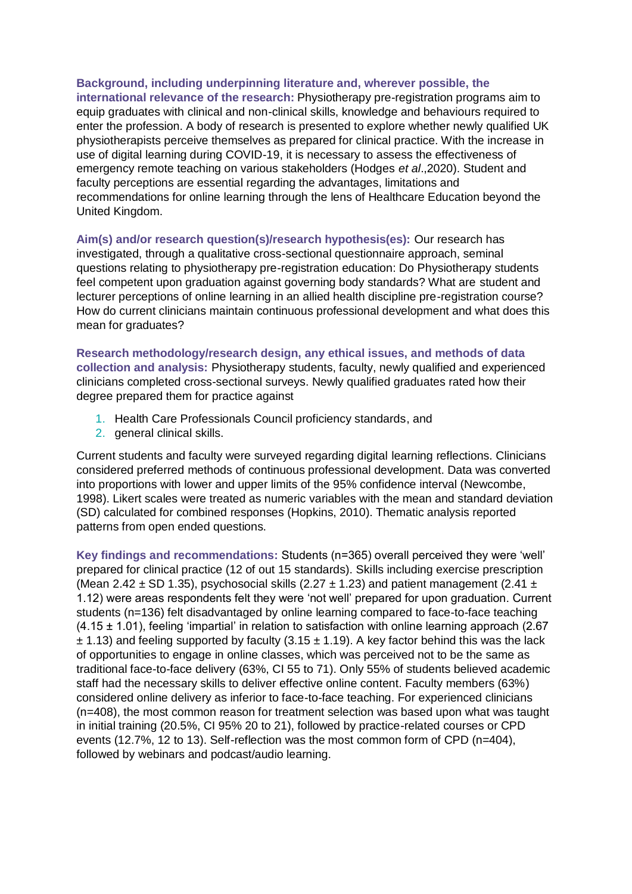**Background, including underpinning literature and, wherever possible, the international relevance of the research:** Physiotherapy pre-registration programs aim to equip graduates with clinical and non-clinical skills, knowledge and behaviours required to enter the profession. A body of research is presented to explore whether newly qualified UK physiotherapists perceive themselves as prepared for clinical practice. With the increase in use of digital learning during COVID-19, it is necessary to assess the effectiveness of emergency remote teaching on various stakeholders (Hodges *et al*.,2020). Student and faculty perceptions are essential regarding the advantages, limitations and recommendations for online learning through the lens of Healthcare Education beyond the United Kingdom.

**Aim(s) and/or research question(s)/research hypothesis(es):** Our research has investigated, through a qualitative cross-sectional questionnaire approach, seminal questions relating to physiotherapy pre-registration education: Do Physiotherapy students feel competent upon graduation against governing body standards? What are student and lecturer perceptions of online learning in an allied health discipline pre-registration course? How do current clinicians maintain continuous professional development and what does this mean for graduates?

**Research methodology/research design, any ethical issues, and methods of data collection and analysis:** Physiotherapy students, faculty, newly qualified and experienced clinicians completed cross-sectional surveys. Newly qualified graduates rated how their degree prepared them for practice against

1. Health Care Professionals Council proficiency standards, and
2. general clinical skills.

Current students and faculty were surveyed regarding digital learning reflections. Clinicians considered preferred methods of continuous professional development. Data was converted into proportions with lower and upper limits of the 95% confidence interval (Newcombe, 1998). Likert scales were treated as numeric variables with the mean and standard deviation (SD) calculated for combined responses (Hopkins, 2010). Thematic analysis reported patterns from open ended questions.

**Key findings and recommendations:** Students (n=365) overall perceived they were 'well' prepared for clinical practice (12 of out 15 standards). Skills including exercise prescription (Mean 2.42 ± SD 1.35), psychosocial skills (2.27 ± 1.23) and patient management (2.41 ± 1.12) were areas respondents felt they were 'not well' prepared for upon graduation. Current students (n=136) felt disadvantaged by online learning compared to face-to-face teaching (4.15 ± 1.01), feeling 'impartial' in relation to satisfaction with online learning approach (2.67 ± 1.13) and feeling supported by faculty (3.15 ± 1.19). A key factor behind this was the lack of opportunities to engage in online classes, which was perceived not to be the same as traditional face-to-face delivery (63%, CI 55 to 71). Only 55% of students believed academic staff had the necessary skills to deliver effective online content. Faculty members (63%) considered online delivery as inferior to face-to-face teaching. For experienced clinicians (n=408), the most common reason for treatment selection was based upon what was taught in initial training (20.5%, CI 95% 20 to 21), followed by practice-related courses or CPD events (12.7%, 12 to 13). Self-reflection was the most common form of CPD (n=404), followed by webinars and podcast/audio learning.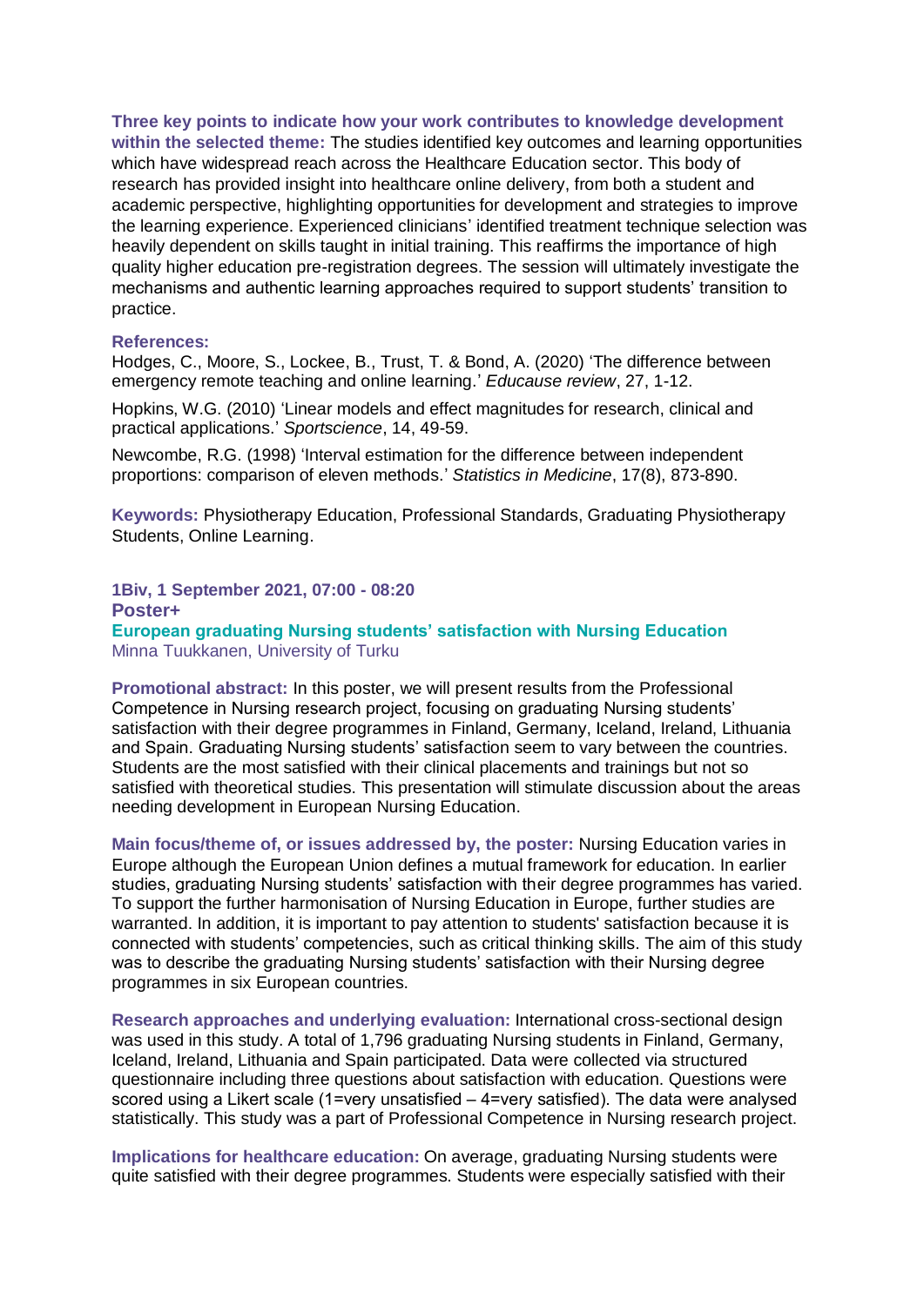**Three key points to indicate how your work contributes to knowledge development within the selected theme:** The studies identified key outcomes and learning opportunities which have widespread reach across the Healthcare Education sector. This body of research has provided insight into healthcare online delivery, from both a student and academic perspective, highlighting opportunities for development and strategies to improve the learning experience. Experienced clinicians' identified treatment technique selection was heavily dependent on skills taught in initial training. This reaffirms the importance of high quality higher education pre-registration degrees. The session will ultimately investigate the mechanisms and authentic learning approaches required to support students' transition to practice.

**References:**

Hodges, C., Moore, S., Lockee, B., Trust, T. & Bond, A. (2020) 'The difference between emergency remote teaching and online learning.' *Educause review*, 27, 1-12.

Hopkins, W.G. (2010) 'Linear models and effect magnitudes for research, clinical and practical applications.' *Sportscience*, 14, 49-59.

Newcombe, R.G. (1998) 'Interval estimation for the difference between independent proportions: comparison of eleven methods.' *Statistics in Medicine*, 17(8), 873-890.

**Keywords:** Physiotherapy Education, Professional Standards, Graduating Physiotherapy Students, Online Learning.

**1Biv, 1 September 2021, 07:00 - 08:20**
**Poster+**

### European graduating Nursing students' satisfaction with Nursing Education

Minna Tuukkanen, University of Turku

**Promotional abstract:** In this poster, we will present results from the Professional Competence in Nursing research project, focusing on graduating Nursing students' satisfaction with their degree programmes in Finland, Germany, Iceland, Ireland, Lithuania and Spain. Graduating Nursing students' satisfaction seem to vary between the countries. Students are the most satisfied with their clinical placements and trainings but not so satisfied with theoretical studies. This presentation will stimulate discussion about the areas needing development in European Nursing Education.

**Main focus/theme of, or issues addressed by, the poster:** Nursing Education varies in Europe although the European Union defines a mutual framework for education. In earlier studies, graduating Nursing students' satisfaction with their degree programmes has varied. To support the further harmonisation of Nursing Education in Europe, further studies are warranted. In addition, it is important to pay attention to students' satisfaction because it is connected with students' competencies, such as critical thinking skills. The aim of this study was to describe the graduating Nursing students' satisfaction with their Nursing degree programmes in six European countries.

**Research approaches and underlying evaluation:** International cross-sectional design was used in this study. A total of 1,796 graduating Nursing students in Finland, Germany, Iceland, Ireland, Lithuania and Spain participated. Data were collected via structured questionnaire including three questions about satisfaction with education. Questions were scored using a Likert scale (1=very unsatisfied – 4=very satisfied). The data were analysed statistically. This study was a part of Professional Competence in Nursing research project.

**Implications for healthcare education:** On average, graduating Nursing students were quite satisfied with their degree programmes. Students were especially satisfied with their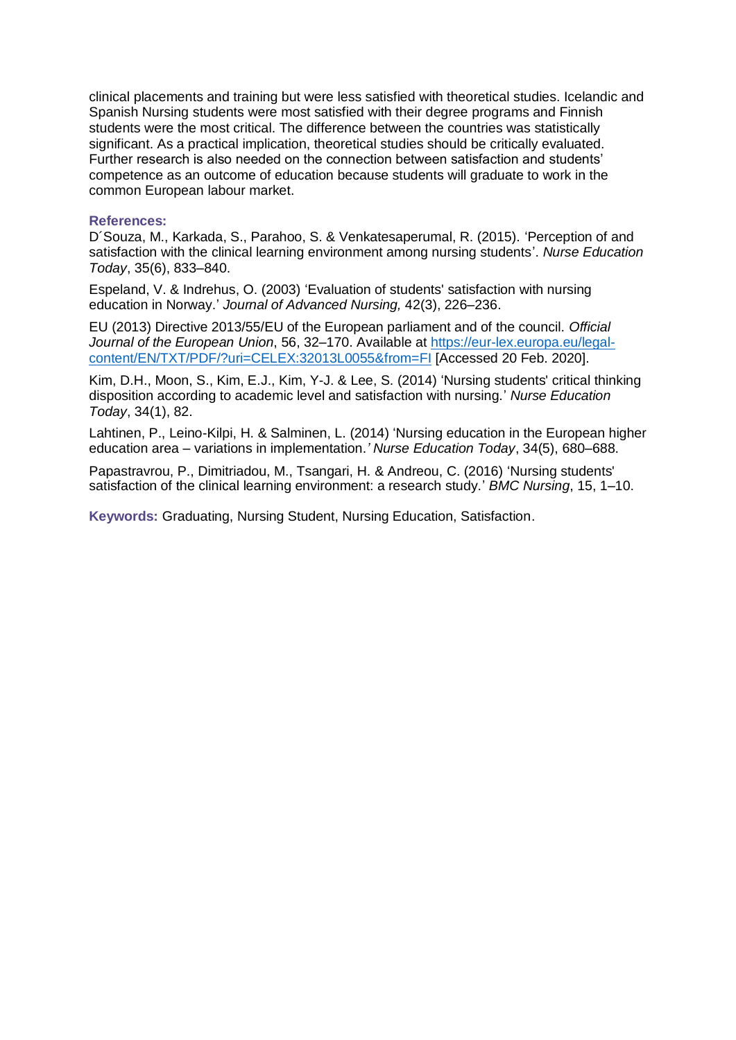clinical placements and training but were less satisfied with theoretical studies. Icelandic and Spanish Nursing students were most satisfied with their degree programs and Finnish students were the most critical. The difference between the countries was statistically significant. As a practical implication, theoretical studies should be critically evaluated. Further research is also needed on the connection between satisfaction and students' competence as an outcome of education because students will graduate to work in the common European labour market.

**References:**

D´Souza, M., Karkada, S., Parahoo, S. & Venkatesaperumal, R. (2015). 'Perception of and satisfaction with the clinical learning environment among nursing students'. *Nurse Education Today*, 35(6), 833–840.

Espeland, V. & Indrehus, O. (2003) 'Evaluation of students' satisfaction with nursing education in Norway.' *Journal of Advanced Nursing,* 42(3), 226–236.

EU (2013) Directive 2013/55/EU of the European parliament and of the council. *Official Journal of the European Union*, 56, 32–170. Available at https://eur-lex.europa.eu/legal-content/EN/TXT/PDF/?uri=CELEX:32013L0055&from=FI [Accessed 20 Feb. 2020].

Kim, D.H., Moon, S., Kim, E.J., Kim, Y-J. & Lee, S. (2014) 'Nursing students' critical thinking disposition according to academic level and satisfaction with nursing.' *Nurse Education Today*, 34(1), 82.

Lahtinen, P., Leino-Kilpi, H. & Salminen, L. (2014) 'Nursing education in the European higher education area – variations in implementation.' *Nurse Education Today*, 34(5), 680–688.

Papastavrou, P., Dimitriadou, M., Tsangari, H. & Andreou, C. (2016) 'Nursing students' satisfaction of the clinical learning environment: a research study.' *BMC Nursing*, 15, 1–10.

**Keywords:** Graduating, Nursing Student, Nursing Education, Satisfaction.